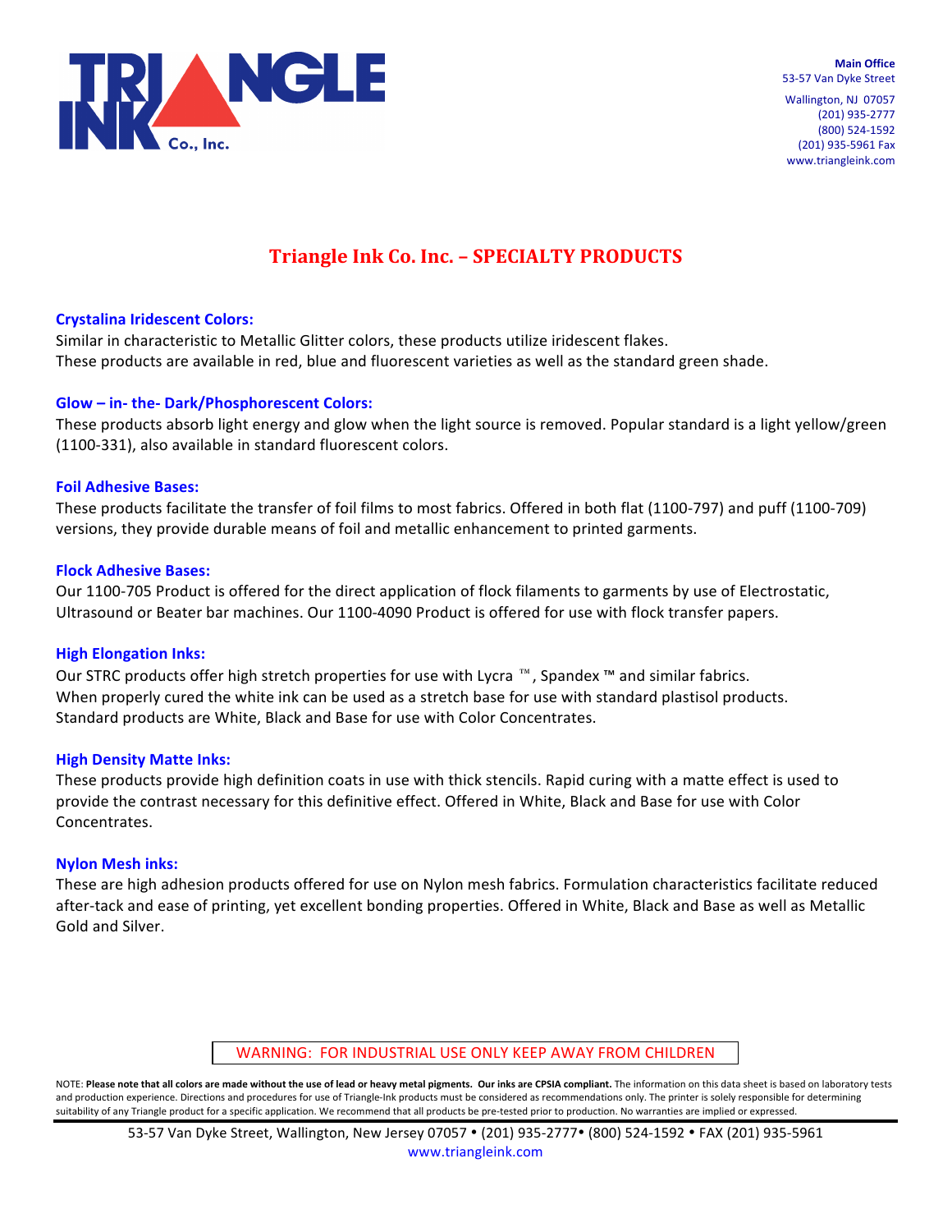**TRIANGLE INK Co., Inc.**

**Main Office**
53-57 Van Dyke Street
Wallington, NJ 07057
(201) 935-2777
(800) 524-1592
(201) 935-5961 Fax
www.triangleink.com

# Triangle Ink Co. Inc. – SPECIALTY PRODUCTS

### Crystalina Iridescent Colors:

Similar in characteristic to Metallic Glitter colors, these products utilize iridescent flakes.
These products are available in red, blue and fluorescent varieties as well as the standard green shade.

### Glow – in- the- Dark/Phosphorescent Colors:

These products absorb light energy and glow when the light source is removed. Popular standard is a light yellow/green (1100-331), also available in standard fluorescent colors.

### Foil Adhesive Bases:

These products facilitate the transfer of foil films to most fabrics. Offered in both flat (1100-797) and puff (1100-709) versions, they provide durable means of foil and metallic enhancement to printed garments.

### Flock Adhesive Bases:

Our 1100-705 Product is offered for the direct application of flock filaments to garments by use of Electrostatic, Ultrasound or Beater bar machines. Our 1100-4090 Product is offered for use with flock transfer papers.

### High Elongation Inks:

Our STRC products offer high stretch properties for use with Lycra ™, Spandex ™ and similar fabrics.
When properly cured the white ink can be used as a stretch base for use with standard plastisol products.
Standard products are White, Black and Base for use with Color Concentrates.

### High Density Matte Inks:

These products provide high definition coats in use with thick stencils. Rapid curing with a matte effect is used to provide the contrast necessary for this definitive effect. Offered in White, Black and Base for use with Color Concentrates.

### Nylon Mesh inks:

These are high adhesion products offered for use on Nylon mesh fabrics. Formulation characteristics facilitate reduced after-tack and ease of printing, yet excellent bonding properties. Offered in White, Black and Base as well as Metallic Gold and Silver.

WARNING: FOR INDUSTRIAL USE ONLY KEEP AWAY FROM CHILDREN

NOTE: **Please note that all colors are made without the use of lead or heavy metal pigments. Our inks are CPSIA compliant.** The information on this data sheet is based on laboratory tests and production experience. Directions and procedures for use of Triangle-Ink products must be considered as recommendations only. The printer is solely responsible for determining suitability of any Triangle product for a specific application. We recommend that all products be pre-tested prior to production. No warranties are implied or expressed.

53-57 Van Dyke Street, Wallington, New Jersey 07057 • (201) 935-2777• (800) 524-1592 • FAX (201) 935-5961
www.triangleink.com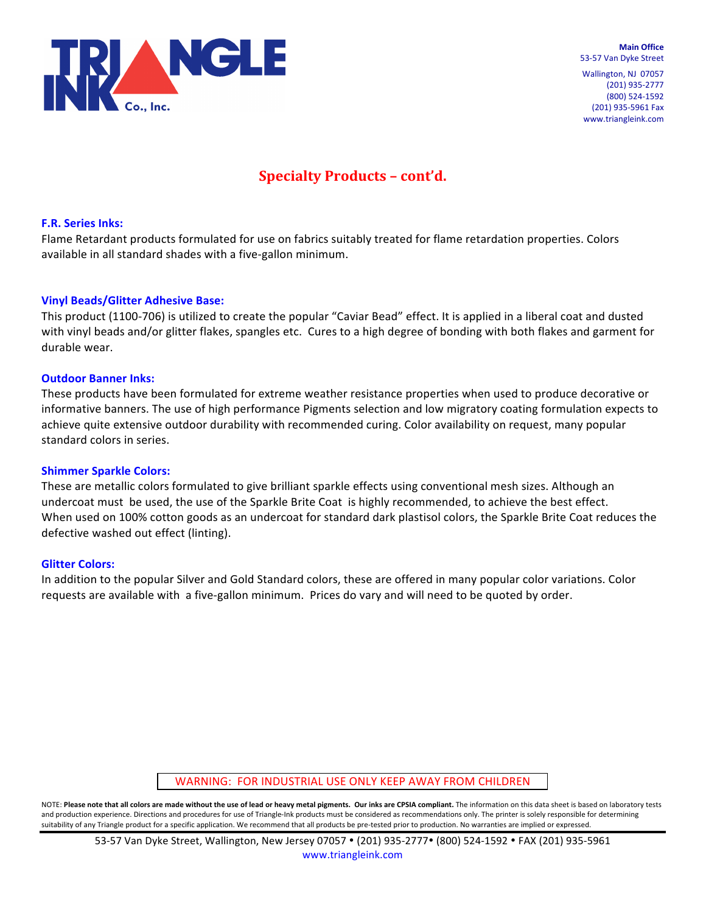## Specialty Products – cont'd.

### F.R. Series Inks:

Flame Retardant products formulated for use on fabrics suitably treated for flame retardation properties. Colors available in all standard shades with a five-gallon minimum.

### Vinyl Beads/Glitter Adhesive Base:

This product (1100-706) is utilized to create the popular "Caviar Bead" effect. It is applied in a liberal coat and dusted with vinyl beads and/or glitter flakes, spangles etc. Cures to a high degree of bonding with both flakes and garment for durable wear.

### Outdoor Banner Inks:

These products have been formulated for extreme weather resistance properties when used to produce decorative or informative banners. The use of high performance Pigments selection and low migratory coating formulation expects to achieve quite extensive outdoor durability with recommended curing. Color availability on request, many popular standard colors in series.

### Shimmer Sparkle Colors:

These are metallic colors formulated to give brilliant sparkle effects using conventional mesh sizes. Although an undercoat must be used, the use of the Sparkle Brite Coat is highly recommended, to achieve the best effect. When used on 100% cotton goods as an undercoat for standard dark plastisol colors, the Sparkle Brite Coat reduces the defective washed out effect (linting).

### Glitter Colors:

In addition to the popular Silver and Gold Standard colors, these are offered in many popular color variations. Color requests are available with a five-gallon minimum. Prices do vary and will need to be quoted by order.

WARNING: FOR INDUSTRIAL USE ONLY KEEP AWAY FROM CHILDREN

NOTE: **Please note that all colors are made without the use of lead or heavy metal pigments. Our inks are CPSIA compliant.** The information on this data sheet is based on laboratory tests and production experience. Directions and procedures for use of Triangle-Ink products must be considered as recommendations only. The printer is solely responsible for determining suitability of any Triangle product for a specific application. We recommend that all products be pre-tested prior to production. No warranties are implied or expressed.